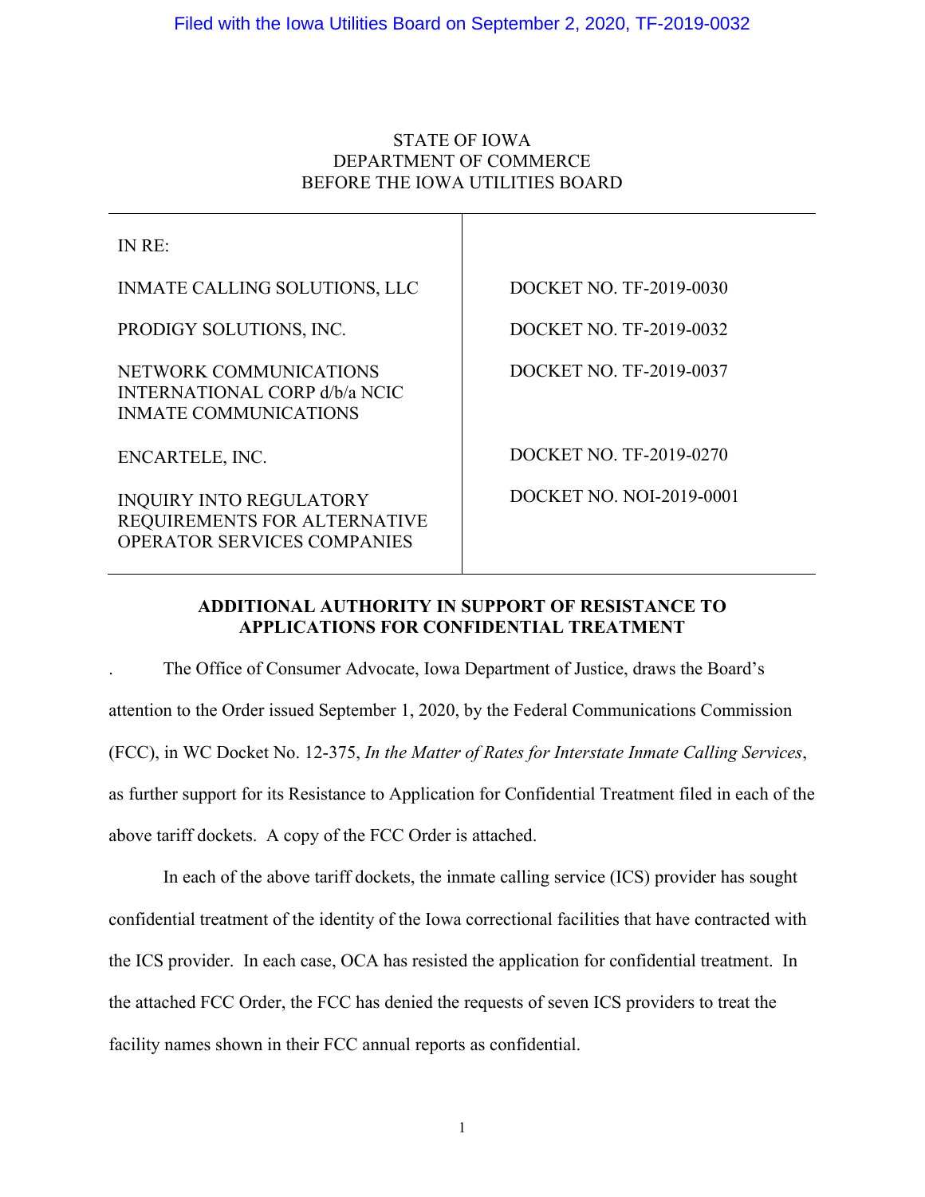Filed with the Iowa Utilities Board on September 2, 2020, TF-2019-0032

STATE OF IOWA
DEPARTMENT OF COMMERCE
BEFORE THE IOWA UTILITIES BOARD

| IN RE: | |
|---|---|
| INMATE CALLING SOLUTIONS, LLC | DOCKET NO. TF-2019-0030 |
| PRODIGY SOLUTIONS, INC. | DOCKET NO. TF-2019-0032 |
| NETWORK COMMUNICATIONS INTERNATIONAL CORP d/b/a NCIC INMATE COMMUNICATIONS | DOCKET NO. TF-2019-0037 |
| ENCARTELE, INC. | DOCKET NO. TF-2019-0270 |
| INQUIRY INTO REGULATORY REQUIREMENTS FOR ALTERNATIVE OPERATOR SERVICES COMPANIES | DOCKET NO. NOI-2019-0001 |

**ADDITIONAL AUTHORITY IN SUPPORT OF RESISTANCE TO APPLICATIONS FOR CONFIDENTIAL TREATMENT**

. The Office of Consumer Advocate, Iowa Department of Justice, draws the Board's attention to the Order issued September 1, 2020, by the Federal Communications Commission (FCC), in WC Docket No. 12-375, *In the Matter of Rates for Interstate Inmate Calling Services*, as further support for its Resistance to Application for Confidential Treatment filed in each of the above tariff dockets. A copy of the FCC Order is attached.

In each of the above tariff dockets, the inmate calling service (ICS) provider has sought confidential treatment of the identity of the Iowa correctional facilities that have contracted with the ICS provider. In each case, OCA has resisted the application for confidential treatment. In the attached FCC Order, the FCC has denied the requests of seven ICS providers to treat the facility names shown in their FCC annual reports as confidential.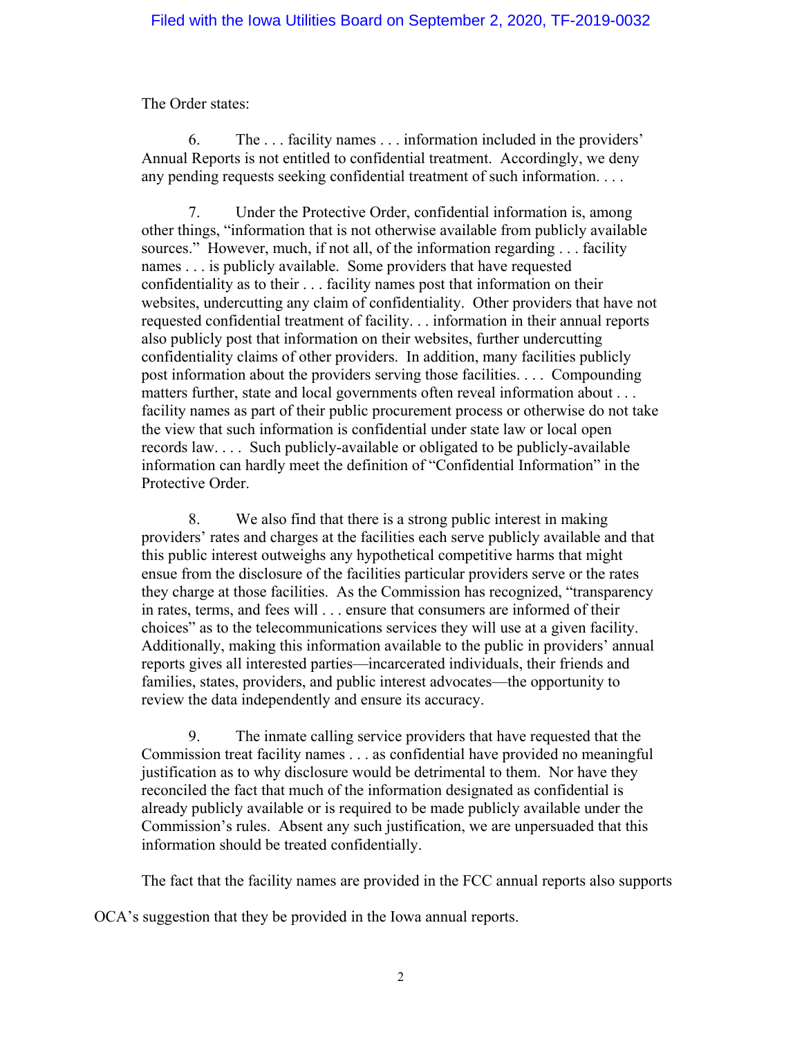The Order states:

> 6. The . . . facility names . . . information included in the providers' Annual Reports is not entitled to confidential treatment. Accordingly, we deny any pending requests seeking confidential treatment of such information. . . .
>
> 7. Under the Protective Order, confidential information is, among other things, "information that is not otherwise available from publicly available sources." However, much, if not all, of the information regarding . . . facility names . . . is publicly available. Some providers that have requested confidentiality as to their . . . facility names post that information on their websites, undercutting any claim of confidentiality. Other providers that have not requested confidential treatment of facility. . . information in their annual reports also publicly post that information on their websites, further undercutting confidentiality claims of other providers. In addition, many facilities publicly post information about the providers serving those facilities. . . . Compounding matters further, state and local governments often reveal information about . . . facility names as part of their public procurement process or otherwise do not take the view that such information is confidential under state law or local open records law. . . . Such publicly-available or obligated to be publicly-available information can hardly meet the definition of "Confidential Information" in the Protective Order.
>
> 8. We also find that there is a strong public interest in making providers' rates and charges at the facilities each serve publicly available and that this public interest outweighs any hypothetical competitive harms that might ensue from the disclosure of the facilities particular providers serve or the rates they charge at those facilities. As the Commission has recognized, "transparency in rates, terms, and fees will . . . ensure that consumers are informed of their choices" as to the telecommunications services they will use at a given facility. Additionally, making this information available to the public in providers' annual reports gives all interested parties—incarcerated individuals, their friends and families, states, providers, and public interest advocates—the opportunity to review the data independently and ensure its accuracy.
>
> 9. The inmate calling service providers that have requested that the Commission treat facility names . . . as confidential have provided no meaningful justification as to why disclosure would be detrimental to them. Nor have they reconciled the fact that much of the information designated as confidential is already publicly available or is required to be made publicly available under the Commission's rules. Absent any such justification, we are unpersuaded that this information should be treated confidentially.

The fact that the facility names are provided in the FCC annual reports also supports OCA's suggestion that they be provided in the Iowa annual reports.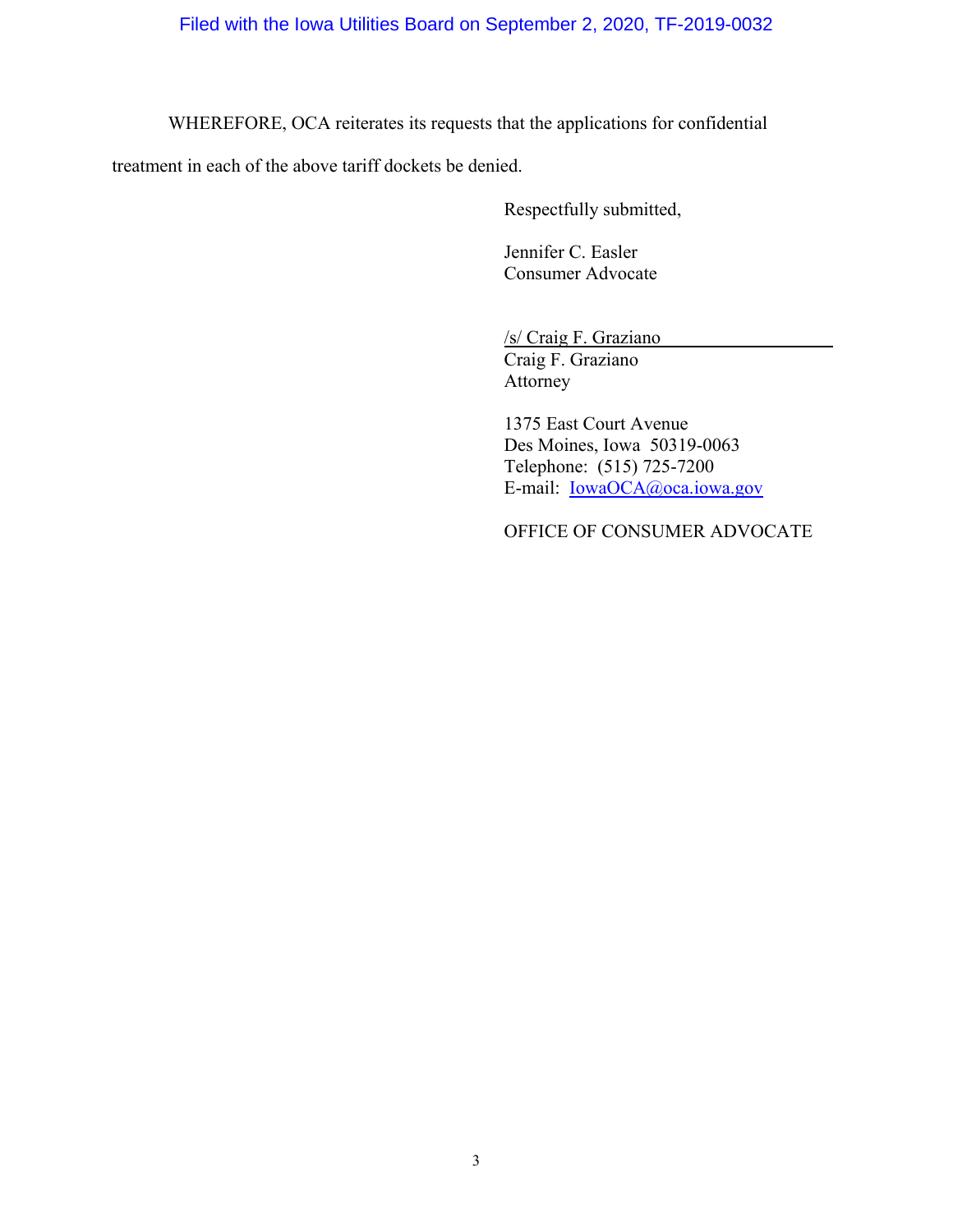WHEREFORE, OCA reiterates its requests that the applications for confidential treatment in each of the above tariff dockets be denied.

Respectfully submitted,

Jennifer C. Easler
Consumer Advocate

/s/ Craig F. Graziano
Craig F. Graziano
Attorney

1375 East Court Avenue
Des Moines, Iowa 50319-0063
Telephone: (515) 725-7200
E-mail: IowaOCA@oca.iowa.gov

OFFICE OF CONSUMER ADVOCATE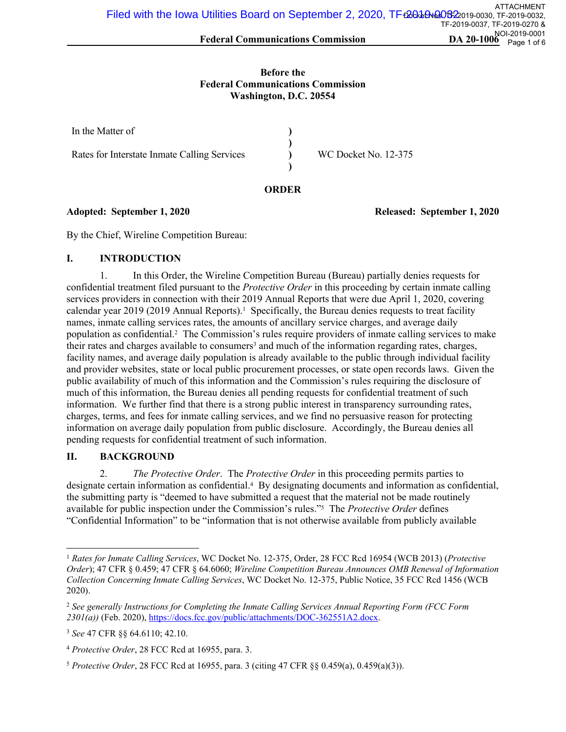**Before the**
**Federal Communications Commission**
**Washington, D.C. 20554**

| In the Matter of | ) | |
|---|---|---|
| | ) | |
| Rates for Interstate Inmate Calling Services | ) | WC Docket No. 12-375 |
| | ) | |

**ORDER**

**Adopted: September 1, 2020** **Released: September 1, 2020**

By the Chief, Wireline Competition Bureau:

## I. INTRODUCTION

1. In this Order, the Wireline Competition Bureau (Bureau) partially denies requests for confidential treatment filed pursuant to the *Protective Order* in this proceeding by certain inmate calling services providers in connection with their 2019 Annual Reports that were due April 1, 2020, covering calendar year 2019 (2019 Annual Reports).[1] Specifically, the Bureau denies requests to treat facility names, inmate calling services rates, the amounts of ancillary service charges, and average daily population as confidential.[2] The Commission's rules require providers of inmate calling services to make their rates and charges available to consumers[3] and much of the information regarding rates, charges, facility names, and average daily population is already available to the public through individual facility and provider websites, state or local public procurement processes, or state open records laws. Given the public availability of much of this information and the Commission's rules requiring the disclosure of much of this information, the Bureau denies all pending requests for confidential treatment of such information. We further find that there is a strong public interest in transparency surrounding rates, charges, terms, and fees for inmate calling services, and we find no persuasive reason for protecting information on average daily population from public disclosure. Accordingly, the Bureau denies all pending requests for confidential treatment of such information.

## II. BACKGROUND

2. *The Protective Order*. The *Protective Order* in this proceeding permits parties to designate certain information as confidential.[4] By designating documents and information as confidential, the submitting party is "deemed to have submitted a request that the material not be made routinely available for public inspection under the Commission's rules."[5] The *Protective Order* defines "Confidential Information" to be "information that is not otherwise available from publicly available

---

[1] *Rates for Inmate Calling Services*, WC Docket No. 12-375, Order, 28 FCC Rcd 16954 (WCB 2013) (*Protective Order*); 47 CFR § 0.459; 47 CFR § 64.6060; *Wireline Competition Bureau Announces OMB Renewal of Information Collection Concerning Inmate Calling Services*, WC Docket No. 12-375, Public Notice, 35 FCC Rcd 1456 (WCB 2020).

[2] *See generally Instructions for Completing the Inmate Calling Services Annual Reporting Form (FCC Form 2301(a))* (Feb. 2020), https://docs.fcc.gov/public/attachments/DOC-362551A2.docx.

[3] *See* 47 CFR §§ 64.6110; 42.10.

[4] *Protective Order*, 28 FCC Rcd at 16955, para. 3.

[5] *Protective Order*, 28 FCC Rcd at 16955, para. 3 (citing 47 CFR §§ 0.459(a), 0.459(a)(3)).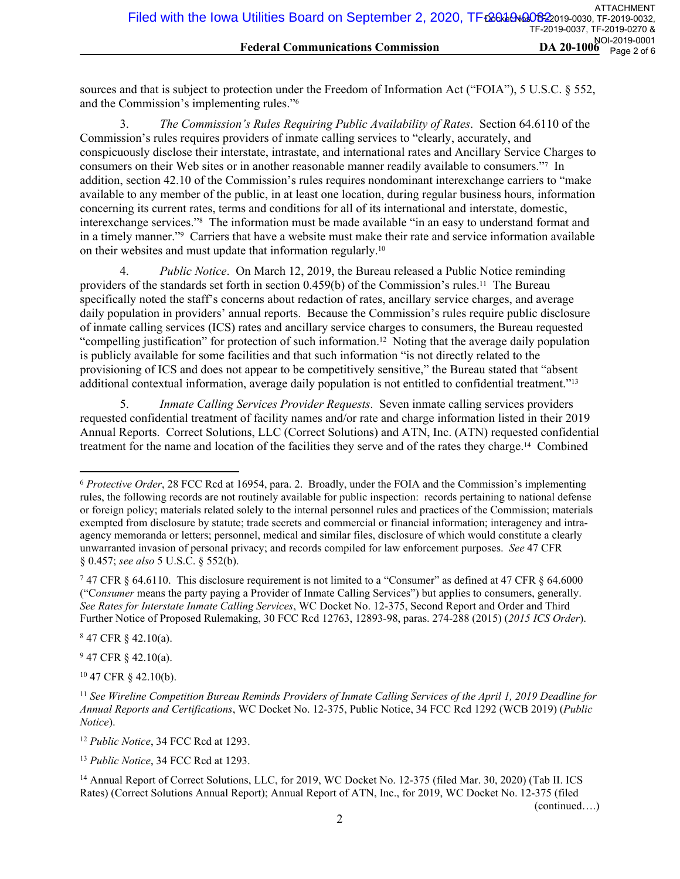sources and that is subject to protection under the Freedom of Information Act ("FOIA"), 5 U.S.C. § 552, and the Commission's implementing rules."[6]

3. *The Commission's Rules Requiring Public Availability of Rates*. Section 64.6110 of the Commission's rules requires providers of inmate calling services to "clearly, accurately, and conspicuously disclose their interstate, intrastate, and international rates and Ancillary Service Charges to consumers on their Web sites or in another reasonable manner readily available to consumers."[7] In addition, section 42.10 of the Commission's rules requires nondominant interexchange carriers to "make available to any member of the public, in at least one location, during regular business hours, information concerning its current rates, terms and conditions for all of its international and interstate, domestic, interexchange services."[8] The information must be made available "in an easy to understand format and in a timely manner."[9] Carriers that have a website must make their rate and service information available on their websites and must update that information regularly.[10]

4. *Public Notice*. On March 12, 2019, the Bureau released a Public Notice reminding providers of the standards set forth in section 0.459(b) of the Commission's rules.[11] The Bureau specifically noted the staff's concerns about redaction of rates, ancillary service charges, and average daily population in providers' annual reports. Because the Commission's rules require public disclosure of inmate calling services (ICS) rates and ancillary service charges to consumers, the Bureau requested "compelling justification" for protection of such information.[12] Noting that the average daily population is publicly available for some facilities and that such information "is not directly related to the provisioning of ICS and does not appear to be competitively sensitive," the Bureau stated that "absent additional contextual information, average daily population is not entitled to confidential treatment."[13]

5. *Inmate Calling Services Provider Requests*. Seven inmate calling services providers requested confidential treatment of facility names and/or rate and charge information listed in their 2019 Annual Reports. Correct Solutions, LLC (Correct Solutions) and ATN, Inc. (ATN) requested confidential treatment for the name and location of the facilities they serve and of the rates they charge.[14] Combined

---

[6] *Protective Order*, 28 FCC Rcd at 16954, para. 2. Broadly, under the FOIA and the Commission's implementing rules, the following records are not routinely available for public inspection: records pertaining to national defense or foreign policy; materials related solely to the internal personnel rules and practices of the Commission; materials exempted from disclosure by statute; trade secrets and commercial or financial information; interagency and intra-agency memoranda or letters; personnel, medical and similar files, disclosure of which would constitute a clearly unwarranted invasion of personal privacy; and records compiled for law enforcement purposes. *See* 47 CFR § 0.457; *see also* 5 U.S.C. § 552(b).

[7] 47 CFR § 64.6110. This disclosure requirement is not limited to a "Consumer" as defined at 47 CFR § 64.6000 ("C*onsumer* means the party paying a Provider of Inmate Calling Services") but applies to consumers, generally. *See Rates for Interstate Inmate Calling Services*, WC Docket No. 12-375, Second Report and Order and Third Further Notice of Proposed Rulemaking, 30 FCC Rcd 12763, 12893-98, paras. 274-288 (2015) (*2015 ICS Order*).

[8] 47 CFR § 42.10(a).

[9] 47 CFR § 42.10(a).

[10] 47 CFR § 42.10(b).

[11] *See Wireline Competition Bureau Reminds Providers of Inmate Calling Services of the April 1, 2019 Deadline for Annual Reports and Certifications*, WC Docket No. 12-375, Public Notice, 34 FCC Rcd 1292 (WCB 2019) (*Public Notice*).

[12] *Public Notice*, 34 FCC Rcd at 1293.

[13] *Public Notice*, 34 FCC Rcd at 1293.

[14] Annual Report of Correct Solutions, LLC, for 2019, WC Docket No. 12-375 (filed Mar. 30, 2020) (Tab II. ICS Rates) (Correct Solutions Annual Report); Annual Report of ATN, Inc., for 2019, WC Docket No. 12-375 (filed (continued….)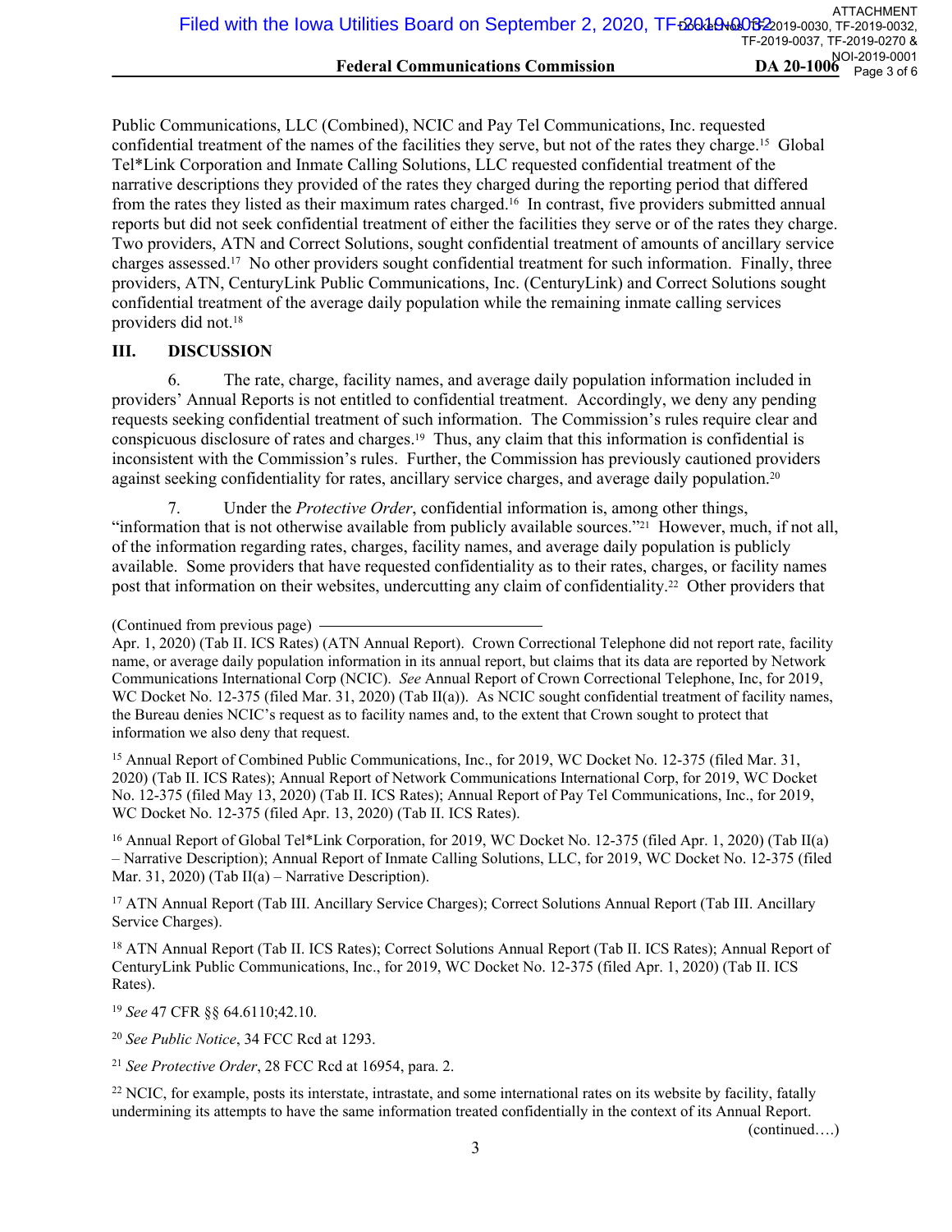Public Communications, LLC (Combined), NCIC and Pay Tel Communications, Inc. requested confidential treatment of the names of the facilities they serve, but not of the rates they charge.[15] Global Tel*Link Corporation and Inmate Calling Solutions, LLC requested confidential treatment of the narrative descriptions they provided of the rates they charged during the reporting period that differed from the rates they listed as their maximum rates charged.[16] In contrast, five providers submitted annual reports but did not seek confidential treatment of either the facilities they serve or of the rates they charge. Two providers, ATN and Correct Solutions, sought confidential treatment of amounts of ancillary service charges assessed.[17] No other providers sought confidential treatment for such information. Finally, three providers, ATN, CenturyLink Public Communications, Inc. (CenturyLink) and Correct Solutions sought confidential treatment of the average daily population while the remaining inmate calling services providers did not.[18]

## III. DISCUSSION

6. The rate, charge, facility names, and average daily population information included in providers' Annual Reports is not entitled to confidential treatment. Accordingly, we deny any pending requests seeking confidential treatment of such information. The Commission's rules require clear and conspicuous disclosure of rates and charges.[19] Thus, any claim that this information is confidential is inconsistent with the Commission's rules. Further, the Commission has previously cautioned providers against seeking confidentiality for rates, ancillary service charges, and average daily population.[20]

7. Under the *Protective Order*, confidential information is, among other things, "information that is not otherwise available from publicly available sources."[21] However, much, if not all, of the information regarding rates, charges, facility names, and average daily population is publicly available. Some providers that have requested confidentiality as to their rates, charges, or facility names post that information on their websites, undercutting any claim of confidentiality.[22] Other providers that

---

(Continued from previous page)

Apr. 1, 2020) (Tab II. ICS Rates) (ATN Annual Report). Crown Correctional Telephone did not report rate, facility name, or average daily population information in its annual report, but claims that its data are reported by Network Communications International Corp (NCIC). *See* Annual Report of Crown Correctional Telephone, Inc, for 2019, WC Docket No. 12-375 (filed Mar. 31, 2020) (Tab II(a)). As NCIC sought confidential treatment of facility names, the Bureau denies NCIC's request as to facility names and, to the extent that Crown sought to protect that information we also deny that request.

[15] Annual Report of Combined Public Communications, Inc., for 2019, WC Docket No. 12-375 (filed Mar. 31, 2020) (Tab II. ICS Rates); Annual Report of Network Communications International Corp, for 2019, WC Docket No. 12-375 (filed May 13, 2020) (Tab II. ICS Rates); Annual Report of Pay Tel Communications, Inc., for 2019, WC Docket No. 12-375 (filed Apr. 13, 2020) (Tab II. ICS Rates).

[16] Annual Report of Global Tel*Link Corporation, for 2019, WC Docket No. 12-375 (filed Apr. 1, 2020) (Tab II(a) – Narrative Description); Annual Report of Inmate Calling Solutions, LLC, for 2019, WC Docket No. 12-375 (filed Mar. 31, 2020) (Tab II(a) – Narrative Description).

[17] ATN Annual Report (Tab III. Ancillary Service Charges); Correct Solutions Annual Report (Tab III. Ancillary Service Charges).

[18] ATN Annual Report (Tab II. ICS Rates); Correct Solutions Annual Report (Tab II. ICS Rates); Annual Report of CenturyLink Public Communications, Inc., for 2019, WC Docket No. 12-375 (filed Apr. 1, 2020) (Tab II. ICS Rates).

[19] *See* 47 CFR §§ 64.6110;42.10.

[20] *See Public Notice*, 34 FCC Rcd at 1293.

[21] *See Protective Order*, 28 FCC Rcd at 16954, para. 2.

[22] NCIC, for example, posts its interstate, intrastate, and some international rates on its website by facility, fatally undermining its attempts to have the same information treated confidentially in the context of its Annual Report.

(continued….)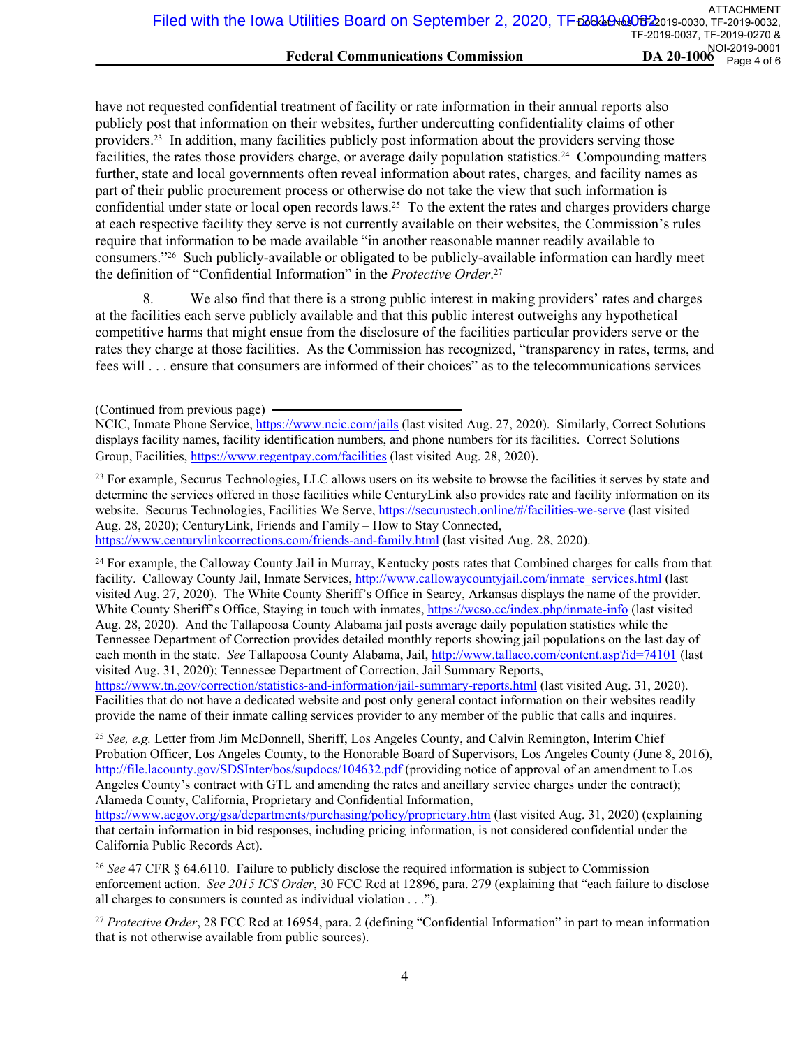have not requested confidential treatment of facility or rate information in their annual reports also publicly post that information on their websites, further undercutting confidentiality claims of other providers.[23] In addition, many facilities publicly post information about the providers serving those facilities, the rates those providers charge, or average daily population statistics.[24] Compounding matters further, state and local governments often reveal information about rates, charges, and facility names as part of their public procurement process or otherwise do not take the view that such information is confidential under state or local open records laws.[25] To the extent the rates and charges providers charge at each respective facility they serve is not currently available on their websites, the Commission's rules require that information to be made available "in another reasonable manner readily available to consumers."[26] Such publicly-available or obligated to be publicly-available information can hardly meet the definition of "Confidential Information" in the *Protective Order*.[27]

8. We also find that there is a strong public interest in making providers' rates and charges at the facilities each serve publicly available and that this public interest outweighs any hypothetical competitive harms that might ensue from the disclosure of the facilities particular providers serve or the rates they charge at those facilities. As the Commission has recognized, "transparency in rates, terms, and fees will . . . ensure that consumers are informed of their choices" as to the telecommunications services

(Continued from previous page)
NCIC, Inmate Phone Service, https://www.ncic.com/jails (last visited Aug. 27, 2020). Similarly, Correct Solutions displays facility names, facility identification numbers, and phone numbers for its facilities. Correct Solutions Group, Facilities, https://www.regentpay.com/facilities (last visited Aug. 28, 2020).

[23] For example, Securus Technologies, LLC allows users on its website to browse the facilities it serves by state and determine the services offered in those facilities while CenturyLink also provides rate and facility information on its website. Securus Technologies, Facilities We Serve, https://securustech.online/#/facilities-we-serve (last visited Aug. 28, 2020); CenturyLink, Friends and Family – How to Stay Connected, https://www.centurylinkcorrections.com/friends-and-family.html (last visited Aug. 28, 2020).

[24] For example, the Calloway County Jail in Murray, Kentucky posts rates that Combined charges for calls from that facility. Calloway County Jail, Inmate Services, http://www.callowaycountyjail.com/inmate_services.html (last visited Aug. 27, 2020). The White County Sheriff's Office in Searcy, Arkansas displays the name of the provider. White County Sheriff's Office, Staying in touch with inmates, https://wcso.cc/index.php/inmate-info (last visited Aug. 28, 2020). And the Tallapoosa County Alabama jail posts average daily population statistics while the Tennessee Department of Correction provides detailed monthly reports showing jail populations on the last day of each month in the state. *See* Tallapoosa County Alabama, Jail, http://www.tallaco.com/content.asp?id=74101 (last visited Aug. 31, 2020); Tennessee Department of Correction, Jail Summary Reports, https://www.tn.gov/correction/statistics-and-information/jail-summary-reports.html (last visited Aug. 31, 2020). Facilities that do not have a dedicated website and post only general contact information on their websites readily provide the name of their inmate calling services provider to any member of the public that calls and inquires.

[25] *See, e.g.* Letter from Jim McDonnell, Sheriff, Los Angeles County, and Calvin Remington, Interim Chief Probation Officer, Los Angeles County, to the Honorable Board of Supervisors, Los Angeles County (June 8, 2016), http://file.lacounty.gov/SDSInter/bos/supdocs/104632.pdf (providing notice of approval of an amendment to Los Angeles County's contract with GTL and amending the rates and ancillary service charges under the contract); Alameda County, California, Proprietary and Confidential Information, https://www.acgov.org/gsa/departments/purchasing/policy/proprietary.htm (last visited Aug. 31, 2020) (explaining that certain information in bid responses, including pricing information, is not considered confidential under the California Public Records Act).

[26] *See* 47 CFR § 64.6110. Failure to publicly disclose the required information is subject to Commission enforcement action. *See 2015 ICS Order*, 30 FCC Rcd at 12896, para. 279 (explaining that "each failure to disclose all charges to consumers is counted as individual violation . . .").

[27] *Protective Order*, 28 FCC Rcd at 16954, para. 2 (defining "Confidential Information" in part to mean information that is not otherwise available from public sources).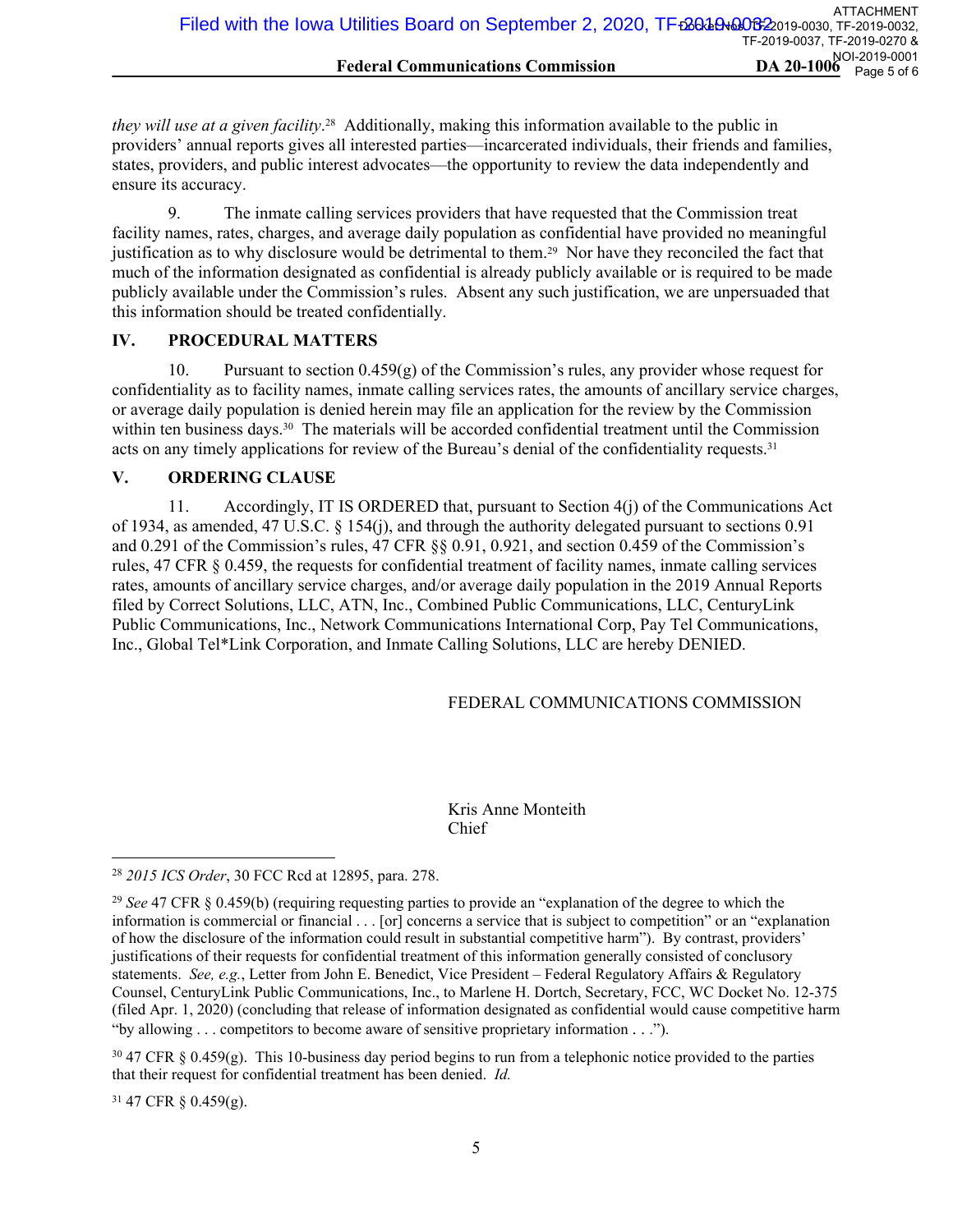*they will use at a given facility*.[28] Additionally, making this information available to the public in providers' annual reports gives all interested parties—incarcerated individuals, their friends and families, states, providers, and public interest advocates—the opportunity to review the data independently and ensure its accuracy.

9. The inmate calling services providers that have requested that the Commission treat facility names, rates, charges, and average daily population as confidential have provided no meaningful justification as to why disclosure would be detrimental to them.[29] Nor have they reconciled the fact that much of the information designated as confidential is already publicly available or is required to be made publicly available under the Commission's rules. Absent any such justification, we are unpersuaded that this information should be treated confidentially.

## IV. PROCEDURAL MATTERS

10. Pursuant to section 0.459(g) of the Commission's rules, any provider whose request for confidentiality as to facility names, inmate calling services rates, the amounts of ancillary service charges, or average daily population is denied herein may file an application for the review by the Commission within ten business days.[30] The materials will be accorded confidential treatment until the Commission acts on any timely applications for review of the Bureau's denial of the confidentiality requests.[31]

## V. ORDERING CLAUSE

11. Accordingly, IT IS ORDERED that, pursuant to Section 4(j) of the Communications Act of 1934, as amended, 47 U.S.C. § 154(j), and through the authority delegated pursuant to sections 0.91 and 0.291 of the Commission's rules, 47 CFR §§ 0.91, 0.921, and section 0.459 of the Commission's rules, 47 CFR § 0.459, the requests for confidential treatment of facility names, inmate calling services rates, amounts of ancillary service charges, and/or average daily population in the 2019 Annual Reports filed by Correct Solutions, LLC, ATN, Inc., Combined Public Communications, LLC, CenturyLink Public Communications, Inc., Network Communications International Corp, Pay Tel Communications, Inc., Global Tel*Link Corporation, and Inmate Calling Solutions, LLC are hereby DENIED.

FEDERAL COMMUNICATIONS COMMISSION

Kris Anne Monteith
Chief

---

[28] *2015 ICS Order*, 30 FCC Rcd at 12895, para. 278.

[29] *See* 47 CFR § 0.459(b) (requiring requesting parties to provide an "explanation of the degree to which the information is commercial or financial . . . [or] concerns a service that is subject to competition" or an "explanation of how the disclosure of the information could result in substantial competitive harm"). By contrast, providers' justifications of their requests for confidential treatment of this information generally consisted of conclusory statements. *See, e.g.*, Letter from John E. Benedict, Vice President – Federal Regulatory Affairs & Regulatory Counsel, CenturyLink Public Communications, Inc., to Marlene H. Dortch, Secretary, FCC, WC Docket No. 12-375 (filed Apr. 1, 2020) (concluding that release of information designated as confidential would cause competitive harm "by allowing . . . competitors to become aware of sensitive proprietary information . . .").

[30] 47 CFR § 0.459(g). This 10-business day period begins to run from a telephonic notice provided to the parties that their request for confidential treatment has been denied. *Id.*

[31] 47 CFR § 0.459(g).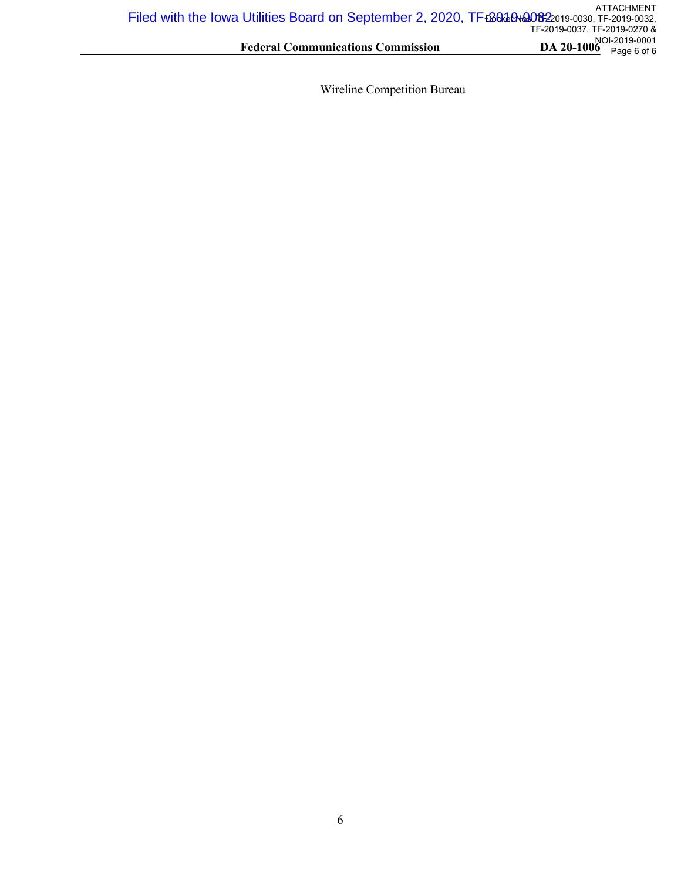Wireline Competition Bureau